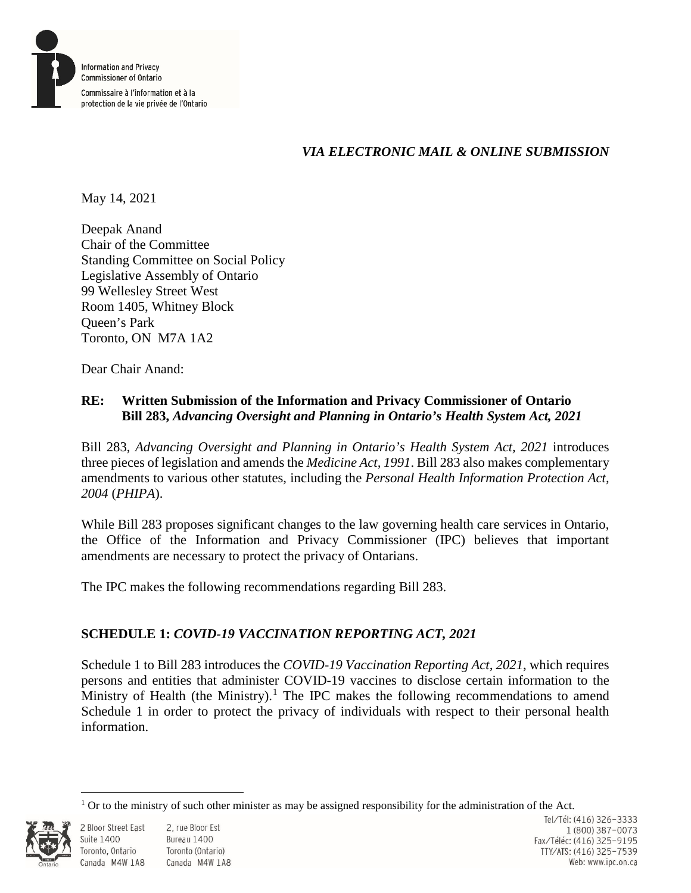Information and Privacy Commissioner of Ontario

Commissaire à l'information et à la protection de la vie privée de l'Ontario

*VIA ELECTRONIC MAIL & ONLINE SUBMISSION*

May 14, 2021

Deepak Anand
Chair of the Committee
Standing Committee on Social Policy
Legislative Assembly of Ontario
99 Wellesley Street West
Room 1405, Whitney Block
Queen's Park
Toronto, ON M7A 1A2

Dear Chair Anand:

**RE: Written Submission of the Information and Privacy Commissioner of Ontario**
**Bill 283, *Advancing Oversight and Planning in Ontario's Health System Act, 2021***

Bill 283, *Advancing Oversight and Planning in Ontario's Health System Act, 2021* introduces three pieces of legislation and amends the *Medicine Act, 1991*. Bill 283 also makes complementary amendments to various other statutes, including the *Personal Health Information Protection Act, 2004* (*PHIPA*).

While Bill 283 proposes significant changes to the law governing health care services in Ontario, the Office of the Information and Privacy Commissioner (IPC) believes that important amendments are necessary to protect the privacy of Ontarians.

The IPC makes the following recommendations regarding Bill 283.

## SCHEDULE 1: *COVID-19 VACCINATION REPORTING ACT, 2021*

Schedule 1 to Bill 283 introduces the *COVID-19 Vaccination Reporting Act, 2021*, which requires persons and entities that administer COVID-19 vaccines to disclose certain information to the Ministry of Health (the Ministry).[1] The IPC makes the following recommendations to amend Schedule 1 in order to protect the privacy of individuals with respect to their personal health information.

[1] Or to the ministry of such other minister as may be assigned responsibility for the administration of the Act.

2 Bloor Street East
Suite 1400
Toronto, Ontario
Canada M4W 1A8

2, rue Bloor Est
Bureau 1400
Toronto (Ontario)
Canada M4W 1A8

Tel/Tél: (416) 326-3333
1 (800) 387-0073
Fax/Téléc: (416) 325-9195
TTY/ATS: (416) 325-7539
Web: www.ipc.on.ca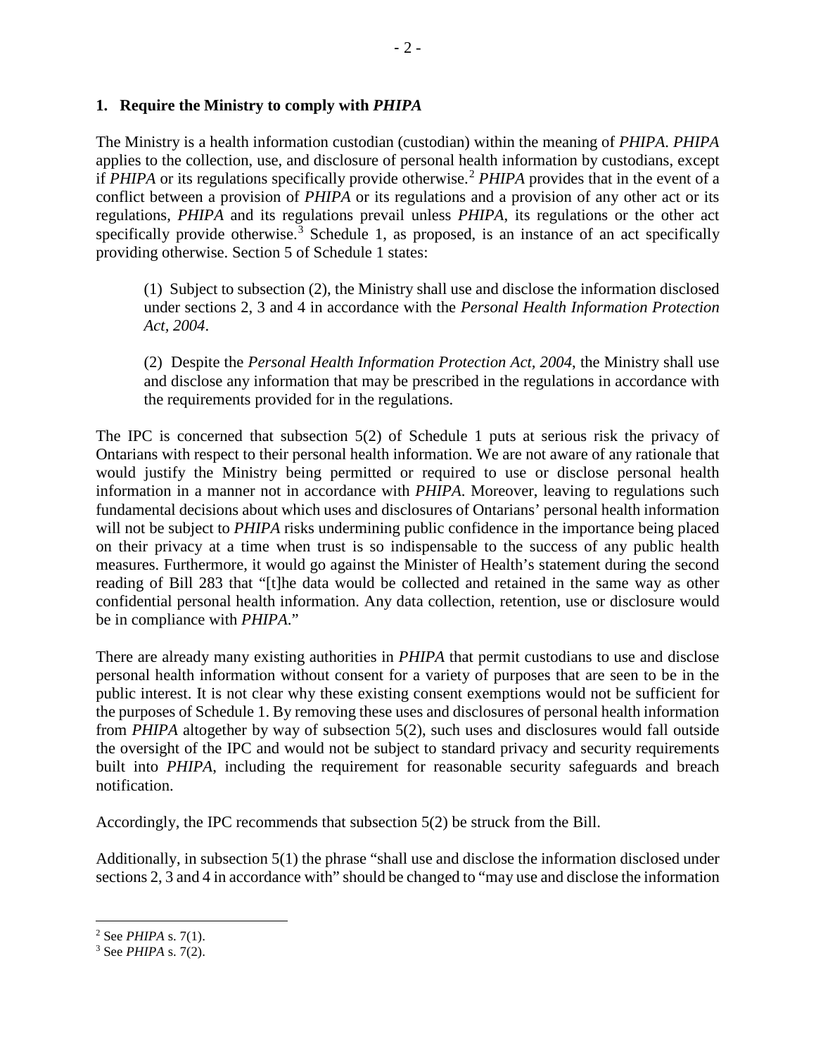## 1. Require the Ministry to comply with *PHIPA*

The Ministry is a health information custodian (custodian) within the meaning of *PHIPA*. *PHIPA* applies to the collection, use, and disclosure of personal health information by custodians, except if *PHIPA* or its regulations specifically provide otherwise.[2] *PHIPA* provides that in the event of a conflict between a provision of *PHIPA* or its regulations and a provision of any other act or its regulations, *PHIPA* and its regulations prevail unless *PHIPA*, its regulations or the other act specifically provide otherwise.[3] Schedule 1, as proposed, is an instance of an act specifically providing otherwise. Section 5 of Schedule 1 states:

> (1) Subject to subsection (2), the Ministry shall use and disclose the information disclosed under sections 2, 3 and 4 in accordance with the *Personal Health Information Protection Act, 2004*.
>
> (2) Despite the *Personal Health Information Protection Act, 2004*, the Ministry shall use and disclose any information that may be prescribed in the regulations in accordance with the requirements provided for in the regulations.

The IPC is concerned that subsection 5(2) of Schedule 1 puts at serious risk the privacy of Ontarians with respect to their personal health information. We are not aware of any rationale that would justify the Ministry being permitted or required to use or disclose personal health information in a manner not in accordance with *PHIPA*. Moreover, leaving to regulations such fundamental decisions about which uses and disclosures of Ontarians' personal health information will not be subject to *PHIPA* risks undermining public confidence in the importance being placed on their privacy at a time when trust is so indispensable to the success of any public health measures. Furthermore, it would go against the Minister of Health's statement during the second reading of Bill 283 that "[t]he data would be collected and retained in the same way as other confidential personal health information. Any data collection, retention, use or disclosure would be in compliance with *PHIPA*."

There are already many existing authorities in *PHIPA* that permit custodians to use and disclose personal health information without consent for a variety of purposes that are seen to be in the public interest. It is not clear why these existing consent exemptions would not be sufficient for the purposes of Schedule 1. By removing these uses and disclosures of personal health information from *PHIPA* altogether by way of subsection 5(2), such uses and disclosures would fall outside the oversight of the IPC and would not be subject to standard privacy and security requirements built into *PHIPA*, including the requirement for reasonable security safeguards and breach notification.

Accordingly, the IPC recommends that subsection 5(2) be struck from the Bill.

Additionally, in subsection 5(1) the phrase "shall use and disclose the information disclosed under sections 2, 3 and 4 in accordance with" should be changed to "may use and disclose the information

[2] See *PHIPA* s. 7(1).

[3] See *PHIPA* s. 7(2).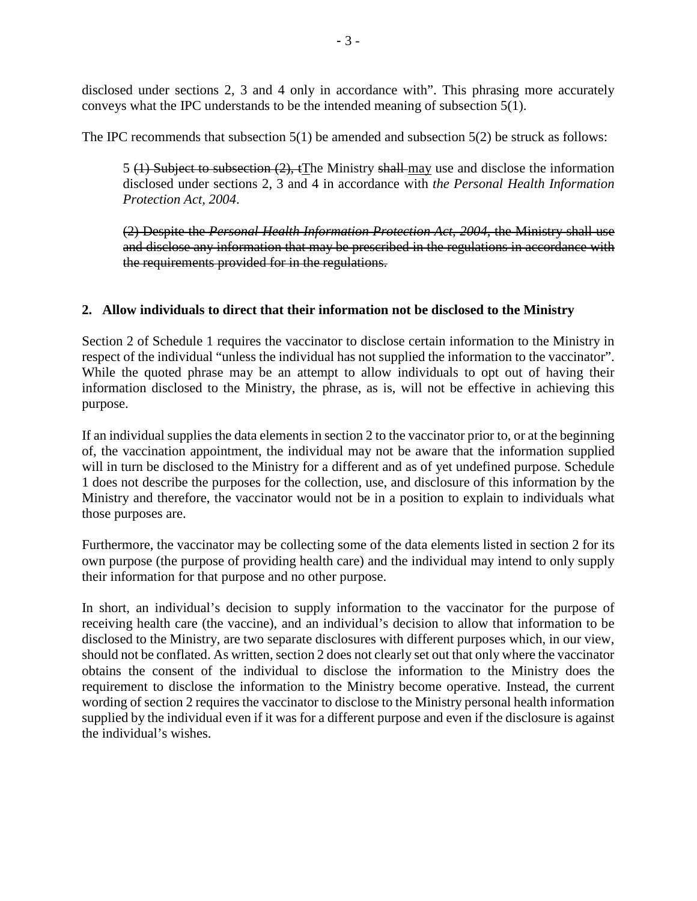disclosed under sections 2, 3 and 4 only in accordance with". This phrasing more accurately conveys what the IPC understands to be the intended meaning of subsection 5(1).

The IPC recommends that subsection 5(1) be amended and subsection 5(2) be struck as follows:

> 5 ~~(1) Subject to subsection (2), t~~<u>T</u>he Ministry ~~shall~~ <u>may</u> use and disclose the information disclosed under sections 2, 3 and 4 in accordance with *the Personal Health Information Protection Act, 2004*.
>
> ~~(2) Despite the *Personal Health Information Protection Act, 2004*, the Ministry shall use and disclose any information that may be prescribed in the regulations in accordance with the requirements provided for in the regulations.~~

## 2. Allow individuals to direct that their information not be disclosed to the Ministry

Section 2 of Schedule 1 requires the vaccinator to disclose certain information to the Ministry in respect of the individual "unless the individual has not supplied the information to the vaccinator". While the quoted phrase may be an attempt to allow individuals to opt out of having their information disclosed to the Ministry, the phrase, as is, will not be effective in achieving this purpose.

If an individual supplies the data elements in section 2 to the vaccinator prior to, or at the beginning of, the vaccination appointment, the individual may not be aware that the information supplied will in turn be disclosed to the Ministry for a different and as of yet undefined purpose. Schedule 1 does not describe the purposes for the collection, use, and disclosure of this information by the Ministry and therefore, the vaccinator would not be in a position to explain to individuals what those purposes are.

Furthermore, the vaccinator may be collecting some of the data elements listed in section 2 for its own purpose (the purpose of providing health care) and the individual may intend to only supply their information for that purpose and no other purpose.

In short, an individual's decision to supply information to the vaccinator for the purpose of receiving health care (the vaccine), and an individual's decision to allow that information to be disclosed to the Ministry, are two separate disclosures with different purposes which, in our view, should not be conflated. As written, section 2 does not clearly set out that only where the vaccinator obtains the consent of the individual to disclose the information to the Ministry does the requirement to disclose the information to the Ministry become operative. Instead, the current wording of section 2 requires the vaccinator to disclose to the Ministry personal health information supplied by the individual even if it was for a different purpose and even if the disclosure is against the individual's wishes.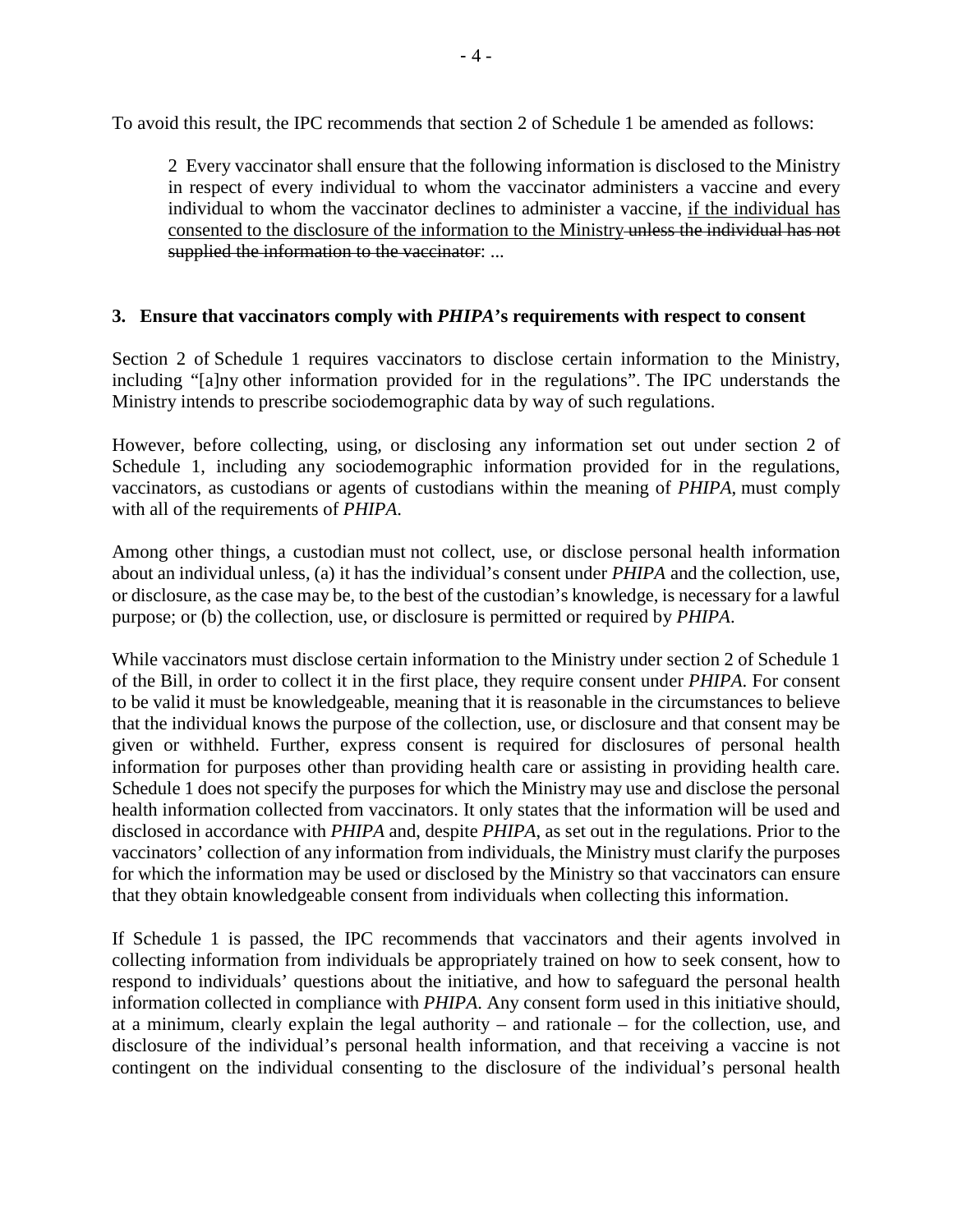To avoid this result, the IPC recommends that section 2 of Schedule 1 be amended as follows:

> 2 Every vaccinator shall ensure that the following information is disclosed to the Ministry in respect of every individual to whom the vaccinator administers a vaccine and every individual to whom the vaccinator declines to administer a vaccine, <u>if the individual has consented to the disclosure of the information to the Ministry</u> ~~unless the individual has not supplied the information to the vaccinator~~: ...

### 3. Ensure that vaccinators comply with *PHIPA*'s requirements with respect to consent

Section 2 of Schedule 1 requires vaccinators to disclose certain information to the Ministry, including "[a]ny other information provided for in the regulations". The IPC understands the Ministry intends to prescribe sociodemographic data by way of such regulations.

However, before collecting, using, or disclosing any information set out under section 2 of Schedule 1, including any sociodemographic information provided for in the regulations, vaccinators, as custodians or agents of custodians within the meaning of *PHIPA*, must comply with all of the requirements of *PHIPA*.

Among other things, a custodian must not collect, use, or disclose personal health information about an individual unless, (a) it has the individual's consent under *PHIPA* and the collection, use, or disclosure, as the case may be, to the best of the custodian's knowledge, is necessary for a lawful purpose; or (b) the collection, use, or disclosure is permitted or required by *PHIPA*.

While vaccinators must disclose certain information to the Ministry under section 2 of Schedule 1 of the Bill, in order to collect it in the first place, they require consent under *PHIPA*. For consent to be valid it must be knowledgeable, meaning that it is reasonable in the circumstances to believe that the individual knows the purpose of the collection, use, or disclosure and that consent may be given or withheld. Further, express consent is required for disclosures of personal health information for purposes other than providing health care or assisting in providing health care. Schedule 1 does not specify the purposes for which the Ministry may use and disclose the personal health information collected from vaccinators. It only states that the information will be used and disclosed in accordance with *PHIPA* and, despite *PHIPA*, as set out in the regulations. Prior to the vaccinators' collection of any information from individuals, the Ministry must clarify the purposes for which the information may be used or disclosed by the Ministry so that vaccinators can ensure that they obtain knowledgeable consent from individuals when collecting this information.

If Schedule 1 is passed, the IPC recommends that vaccinators and their agents involved in collecting information from individuals be appropriately trained on how to seek consent, how to respond to individuals' questions about the initiative, and how to safeguard the personal health information collected in compliance with *PHIPA*. Any consent form used in this initiative should, at a minimum, clearly explain the legal authority – and rationale – for the collection, use, and disclosure of the individual's personal health information, and that receiving a vaccine is not contingent on the individual consenting to the disclosure of the individual's personal health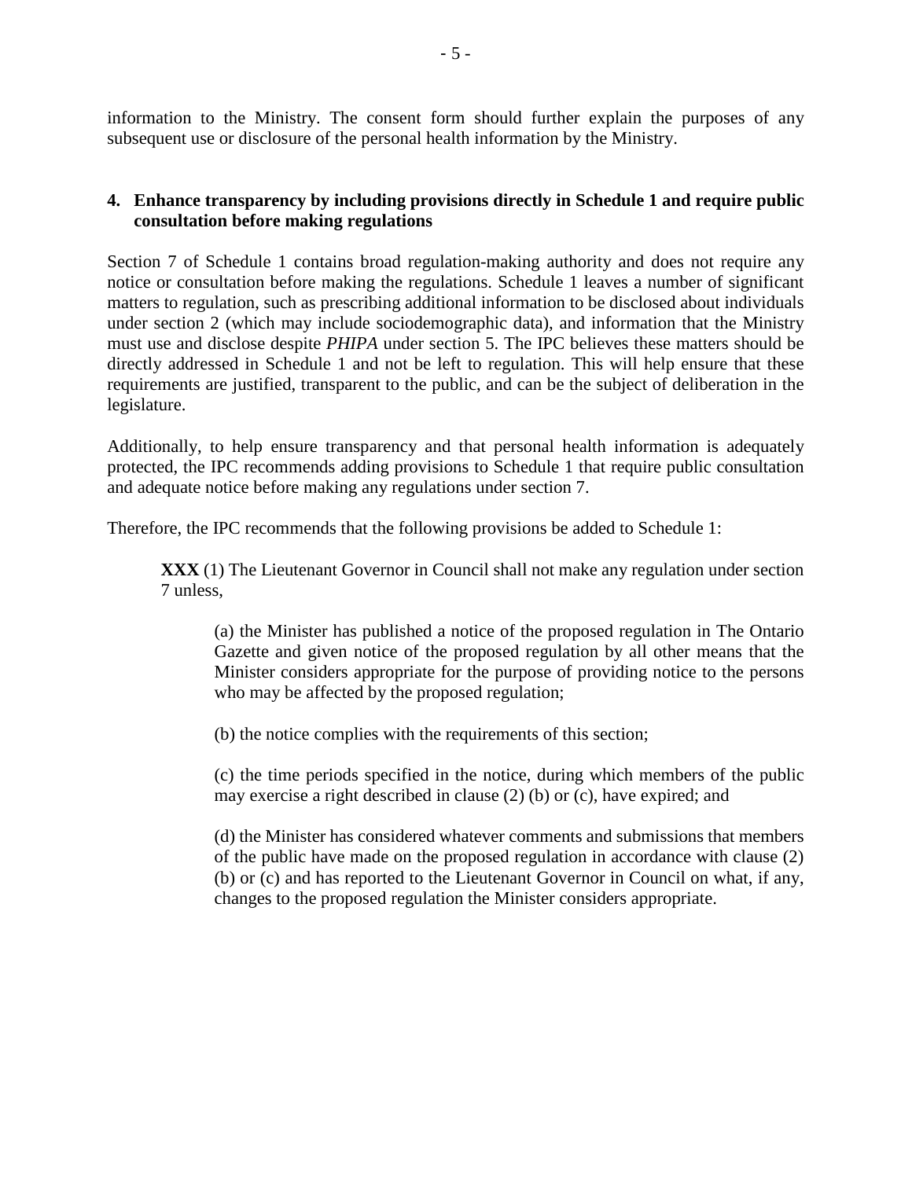information to the Ministry. The consent form should further explain the purposes of any subsequent use or disclosure of the personal health information by the Ministry.

**4. Enhance transparency by including provisions directly in Schedule 1 and require public consultation before making regulations**

Section 7 of Schedule 1 contains broad regulation-making authority and does not require any notice or consultation before making the regulations. Schedule 1 leaves a number of significant matters to regulation, such as prescribing additional information to be disclosed about individuals under section 2 (which may include sociodemographic data), and information that the Ministry must use and disclose despite *PHIPA* under section 5. The IPC believes these matters should be directly addressed in Schedule 1 and not be left to regulation. This will help ensure that these requirements are justified, transparent to the public, and can be the subject of deliberation in the legislature.

Additionally, to help ensure transparency and that personal health information is adequately protected, the IPC recommends adding provisions to Schedule 1 that require public consultation and adequate notice before making any regulations under section 7.

Therefore, the IPC recommends that the following provisions be added to Schedule 1:

> **XXX** (1) The Lieutenant Governor in Council shall not make any regulation under section 7 unless,
>
> > (a) the Minister has published a notice of the proposed regulation in The Ontario Gazette and given notice of the proposed regulation by all other means that the Minister considers appropriate for the purpose of providing notice to the persons who may be affected by the proposed regulation;
> >
> > (b) the notice complies with the requirements of this section;
> >
> > (c) the time periods specified in the notice, during which members of the public may exercise a right described in clause (2) (b) or (c), have expired; and
> >
> > (d) the Minister has considered whatever comments and submissions that members of the public have made on the proposed regulation in accordance with clause (2) (b) or (c) and has reported to the Lieutenant Governor in Council on what, if any, changes to the proposed regulation the Minister considers appropriate.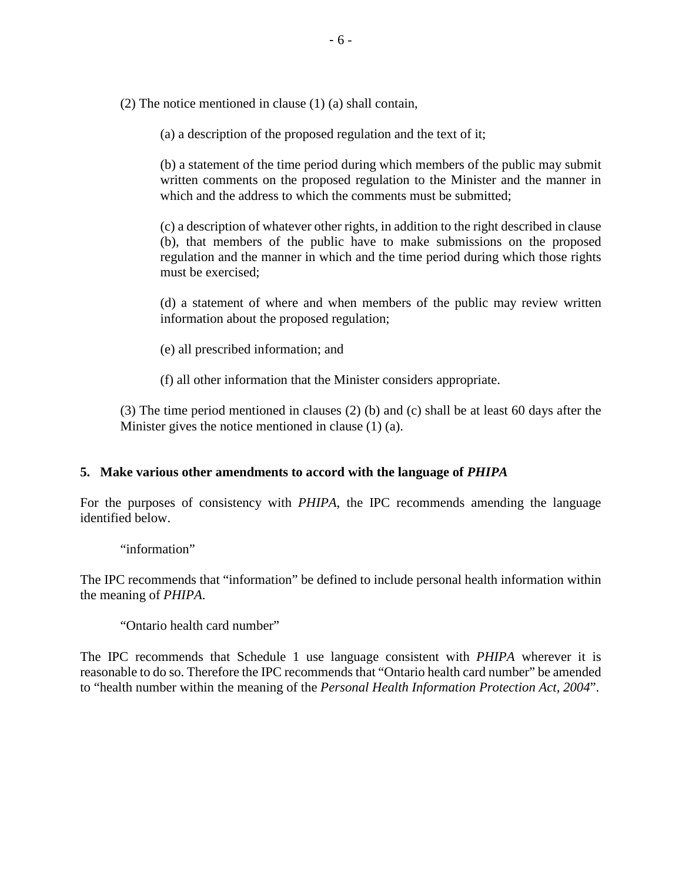(2) The notice mentioned in clause (1) (a) shall contain,

(a) a description of the proposed regulation and the text of it;

(b) a statement of the time period during which members of the public may submit written comments on the proposed regulation to the Minister and the manner in which and the address to which the comments must be submitted;

(c) a description of whatever other rights, in addition to the right described in clause (b), that members of the public have to make submissions on the proposed regulation and the manner in which and the time period during which those rights must be exercised;

(d) a statement of where and when members of the public may review written information about the proposed regulation;

(e) all prescribed information; and

(f) all other information that the Minister considers appropriate.

(3) The time period mentioned in clauses (2) (b) and (c) shall be at least 60 days after the Minister gives the notice mentioned in clause (1) (a).

### 5. Make various other amendments to accord with the language of *PHIPA*

For the purposes of consistency with *PHIPA*, the IPC recommends amending the language identified below.

"information"

The IPC recommends that "information" be defined to include personal health information within the meaning of *PHIPA*.

"Ontario health card number"

The IPC recommends that Schedule 1 use language consistent with *PHIPA* wherever it is reasonable to do so. Therefore the IPC recommends that "Ontario health card number" be amended to "health number within the meaning of the *Personal Health Information Protection Act, 2004*".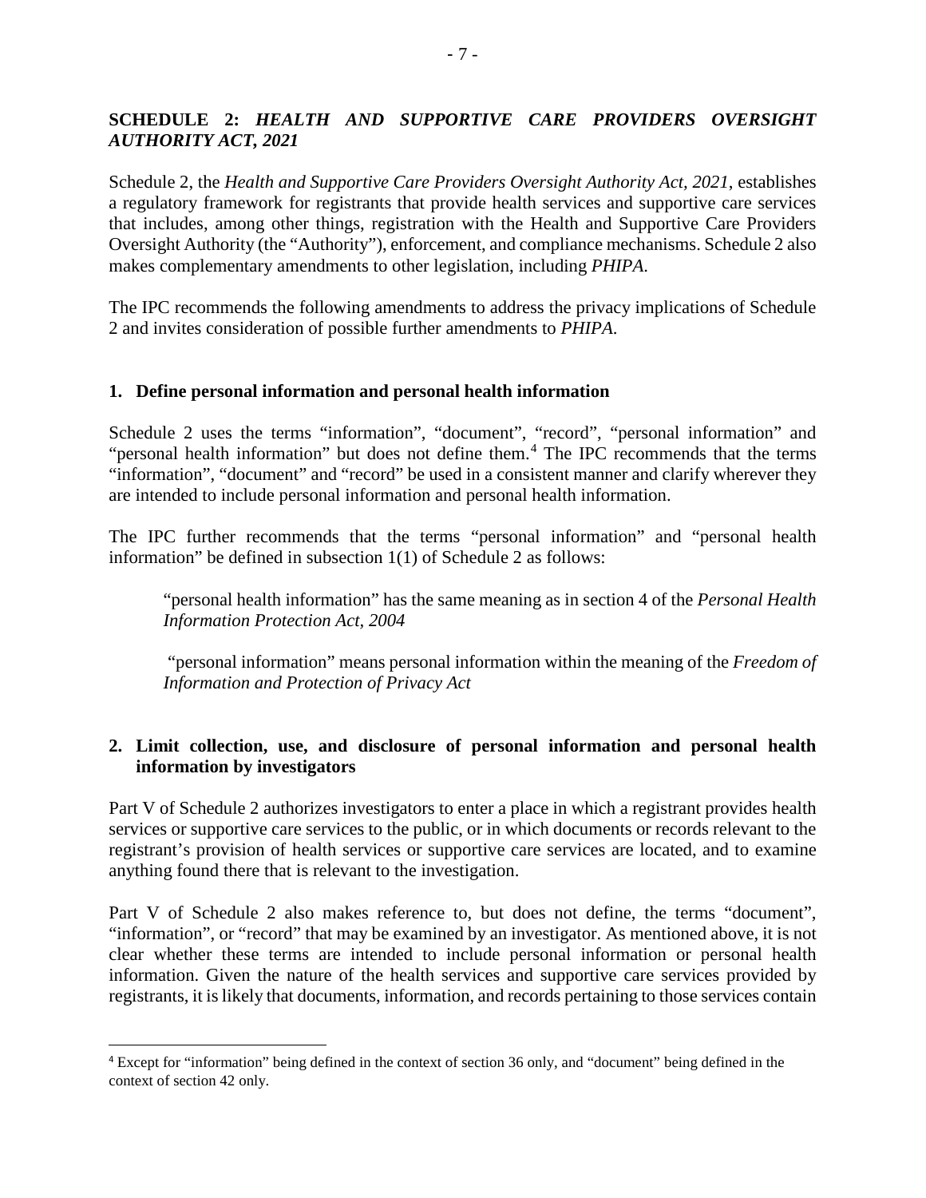## SCHEDULE 2: *HEALTH AND SUPPORTIVE CARE PROVIDERS OVERSIGHT AUTHORITY ACT, 2021*

Schedule 2, the *Health and Supportive Care Providers Oversight Authority Act, 2021*, establishes a regulatory framework for registrants that provide health services and supportive care services that includes, among other things, registration with the Health and Supportive Care Providers Oversight Authority (the "Authority"), enforcement, and compliance mechanisms. Schedule 2 also makes complementary amendments to other legislation, including *PHIPA*.

The IPC recommends the following amendments to address the privacy implications of Schedule 2 and invites consideration of possible further amendments to *PHIPA*.

### 1. Define personal information and personal health information

Schedule 2 uses the terms "information", "document", "record", "personal information" and "personal health information" but does not define them.[4] The IPC recommends that the terms "information", "document" and "record" be used in a consistent manner and clarify wherever they are intended to include personal information and personal health information.

The IPC further recommends that the terms "personal information" and "personal health information" be defined in subsection 1(1) of Schedule 2 as follows:

> "personal health information" has the same meaning as in section 4 of the *Personal Health Information Protection Act, 2004*
>
> "personal information" means personal information within the meaning of the *Freedom of Information and Protection of Privacy Act*

### 2. Limit collection, use, and disclosure of personal information and personal health information by investigators

Part V of Schedule 2 authorizes investigators to enter a place in which a registrant provides health services or supportive care services to the public, or in which documents or records relevant to the registrant's provision of health services or supportive care services are located, and to examine anything found there that is relevant to the investigation.

Part V of Schedule 2 also makes reference to, but does not define, the terms "document", "information", or "record" that may be examined by an investigator. As mentioned above, it is not clear whether these terms are intended to include personal information or personal health information. Given the nature of the health services and supportive care services provided by registrants, it is likely that documents, information, and records pertaining to those services contain

[4] Except for "information" being defined in the context of section 36 only, and "document" being defined in the context of section 42 only.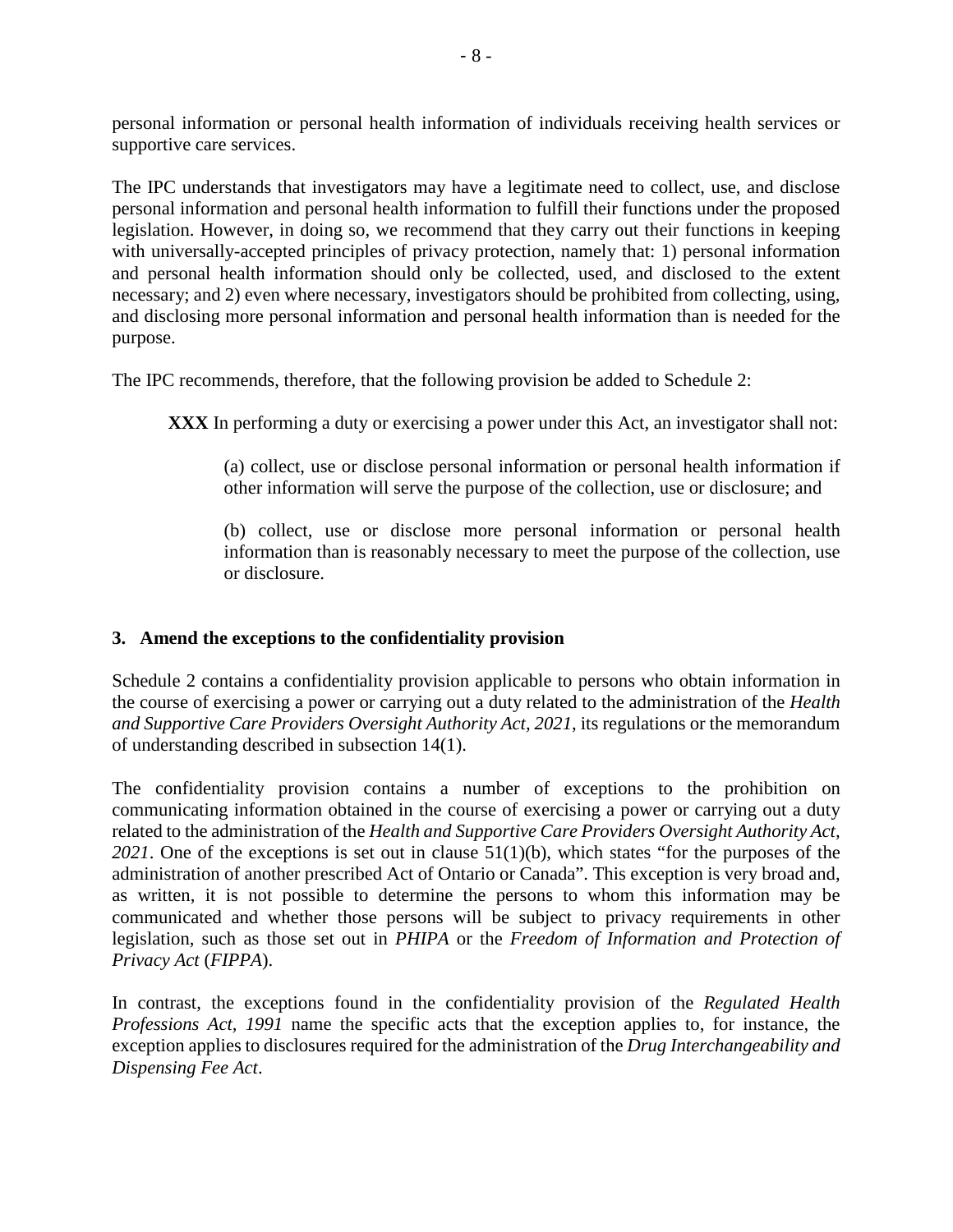personal information or personal health information of individuals receiving health services or supportive care services.

The IPC understands that investigators may have a legitimate need to collect, use, and disclose personal information and personal health information to fulfill their functions under the proposed legislation. However, in doing so, we recommend that they carry out their functions in keeping with universally-accepted principles of privacy protection, namely that: 1) personal information and personal health information should only be collected, used, and disclosed to the extent necessary; and 2) even where necessary, investigators should be prohibited from collecting, using, and disclosing more personal information and personal health information than is needed for the purpose.

The IPC recommends, therefore, that the following provision be added to Schedule 2:

> **XXX** In performing a duty or exercising a power under this Act, an investigator shall not:
>
> > (a) collect, use or disclose personal information or personal health information if other information will serve the purpose of the collection, use or disclosure; and
> >
> > (b) collect, use or disclose more personal information or personal health information than is reasonably necessary to meet the purpose of the collection, use or disclosure.

### 3. Amend the exceptions to the confidentiality provision

Schedule 2 contains a confidentiality provision applicable to persons who obtain information in the course of exercising a power or carrying out a duty related to the administration of the *Health and Supportive Care Providers Oversight Authority Act, 2021*, its regulations or the memorandum of understanding described in subsection 14(1).

The confidentiality provision contains a number of exceptions to the prohibition on communicating information obtained in the course of exercising a power or carrying out a duty related to the administration of the *Health and Supportive Care Providers Oversight Authority Act, 2021*. One of the exceptions is set out in clause 51(1)(b), which states "for the purposes of the administration of another prescribed Act of Ontario or Canada". This exception is very broad and, as written, it is not possible to determine the persons to whom this information may be communicated and whether those persons will be subject to privacy requirements in other legislation, such as those set out in *PHIPA* or the *Freedom of Information and Protection of Privacy Act* (*FIPPA*).

In contrast, the exceptions found in the confidentiality provision of the *Regulated Health Professions Act, 1991* name the specific acts that the exception applies to, for instance, the exception applies to disclosures required for the administration of the *Drug Interchangeability and Dispensing Fee Act*.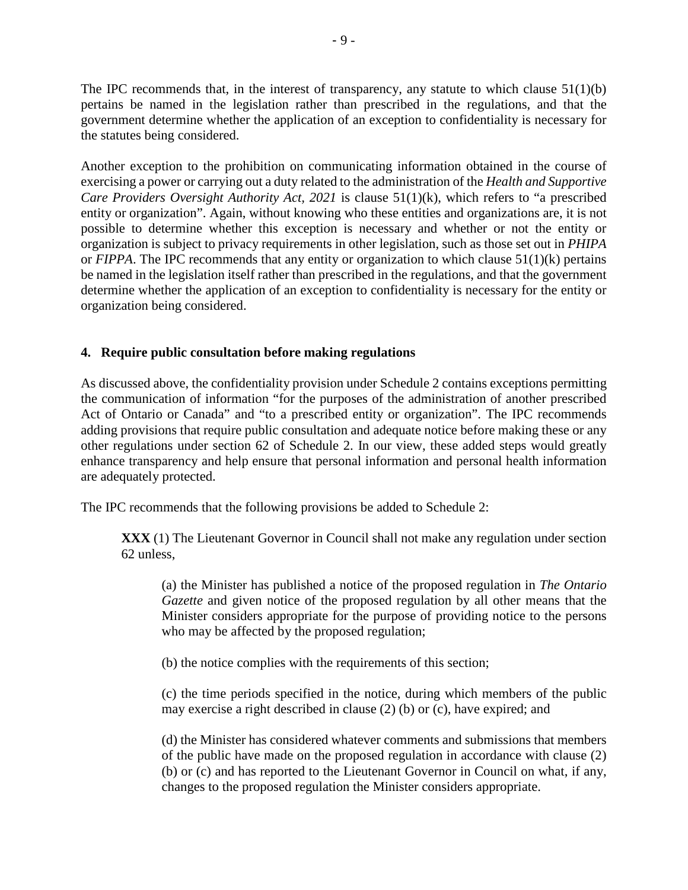The IPC recommends that, in the interest of transparency, any statute to which clause 51(1)(b) pertains be named in the legislation rather than prescribed in the regulations, and that the government determine whether the application of an exception to confidentiality is necessary for the statutes being considered.

Another exception to the prohibition on communicating information obtained in the course of exercising a power or carrying out a duty related to the administration of the *Health and Supportive Care Providers Oversight Authority Act, 2021* is clause 51(1)(k), which refers to "a prescribed entity or organization". Again, without knowing who these entities and organizations are, it is not possible to determine whether this exception is necessary and whether or not the entity or organization is subject to privacy requirements in other legislation, such as those set out in *PHIPA* or *FIPPA*. The IPC recommends that any entity or organization to which clause 51(1)(k) pertains be named in the legislation itself rather than prescribed in the regulations, and that the government determine whether the application of an exception to confidentiality is necessary for the entity or organization being considered.

## 4. Require public consultation before making regulations

As discussed above, the confidentiality provision under Schedule 2 contains exceptions permitting the communication of information "for the purposes of the administration of another prescribed Act of Ontario or Canada" and "to a prescribed entity or organization". The IPC recommends adding provisions that require public consultation and adequate notice before making these or any other regulations under section 62 of Schedule 2. In our view, these added steps would greatly enhance transparency and help ensure that personal information and personal health information are adequately protected.

The IPC recommends that the following provisions be added to Schedule 2:

> **XXX** (1) The Lieutenant Governor in Council shall not make any regulation under section 62 unless,
>
> > (a) the Minister has published a notice of the proposed regulation in *The Ontario Gazette* and given notice of the proposed regulation by all other means that the Minister considers appropriate for the purpose of providing notice to the persons who may be affected by the proposed regulation;
> >
> > (b) the notice complies with the requirements of this section;
> >
> > (c) the time periods specified in the notice, during which members of the public may exercise a right described in clause (2) (b) or (c), have expired; and
> >
> > (d) the Minister has considered whatever comments and submissions that members of the public have made on the proposed regulation in accordance with clause (2) (b) or (c) and has reported to the Lieutenant Governor in Council on what, if any, changes to the proposed regulation the Minister considers appropriate.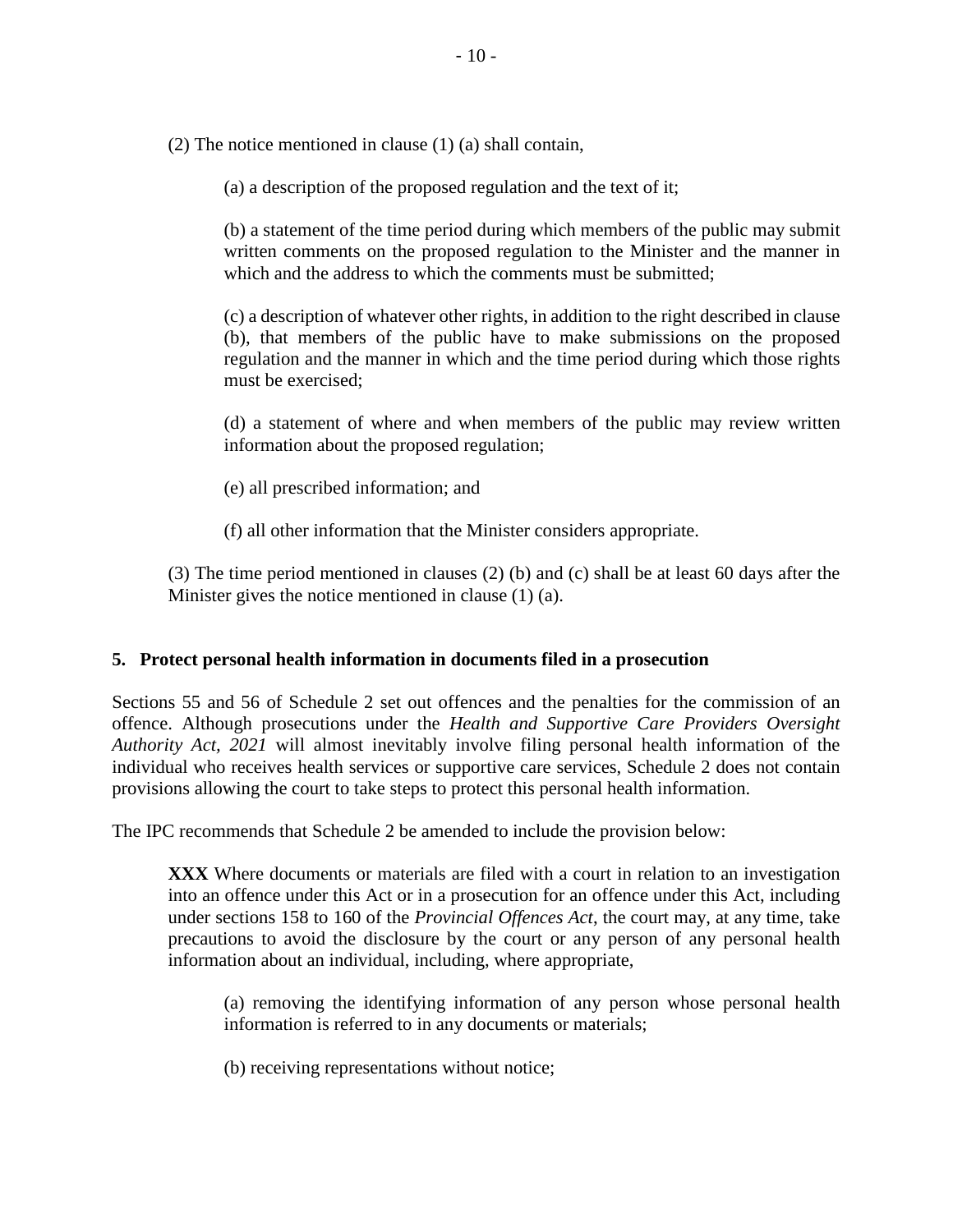(2) The notice mentioned in clause (1) (a) shall contain,

> (a) a description of the proposed regulation and the text of it;
>
> (b) a statement of the time period during which members of the public may submit written comments on the proposed regulation to the Minister and the manner in which and the address to which the comments must be submitted;
>
> (c) a description of whatever other rights, in addition to the right described in clause (b), that members of the public have to make submissions on the proposed regulation and the manner in which and the time period during which those rights must be exercised;
>
> (d) a statement of where and when members of the public may review written information about the proposed regulation;
>
> (e) all prescribed information; and
>
> (f) all other information that the Minister considers appropriate.

(3) The time period mentioned in clauses (2) (b) and (c) shall be at least 60 days after the Minister gives the notice mentioned in clause (1) (a).

### 5. Protect personal health information in documents filed in a prosecution

Sections 55 and 56 of Schedule 2 set out offences and the penalties for the commission of an offence. Although prosecutions under the *Health and Supportive Care Providers Oversight Authority Act, 2021* will almost inevitably involve filing personal health information of the individual who receives health services or supportive care services, Schedule 2 does not contain provisions allowing the court to take steps to protect this personal health information.

The IPC recommends that Schedule 2 be amended to include the provision below:

> **XXX** Where documents or materials are filed with a court in relation to an investigation into an offence under this Act or in a prosecution for an offence under this Act, including under sections 158 to 160 of the *Provincial Offences Act*, the court may, at any time, take precautions to avoid the disclosure by the court or any person of any personal health information about an individual, including, where appropriate,
>
> > (a) removing the identifying information of any person whose personal health information is referred to in any documents or materials;
> >
> > (b) receiving representations without notice;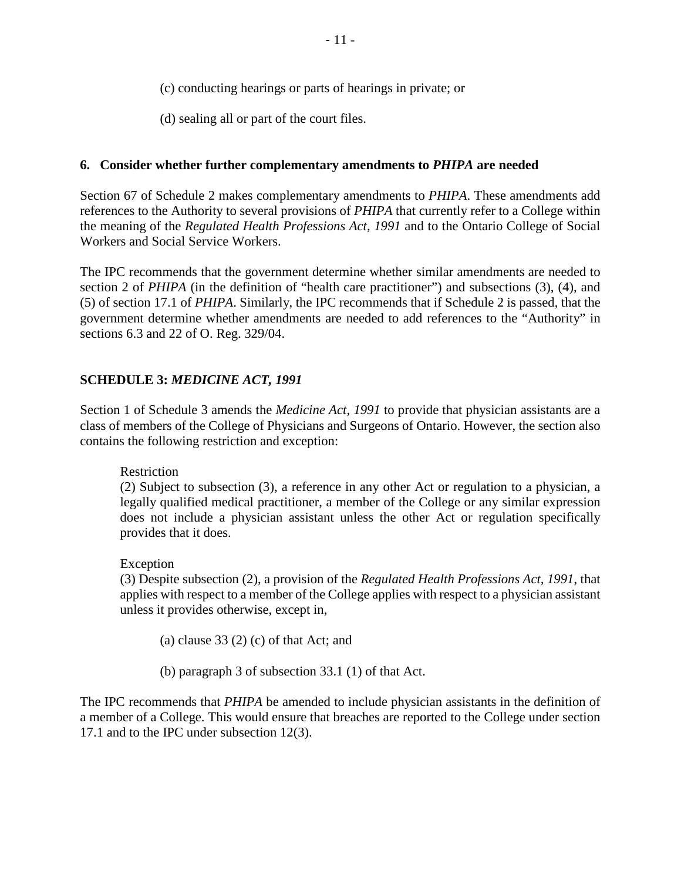(c) conducting hearings or parts of hearings in private; or

(d) sealing all or part of the court files.

### 6. Consider whether further complementary amendments to *PHIPA* are needed

Section 67 of Schedule 2 makes complementary amendments to *PHIPA*. These amendments add references to the Authority to several provisions of *PHIPA* that currently refer to a College within the meaning of the *Regulated Health Professions Act, 1991* and to the Ontario College of Social Workers and Social Service Workers.

The IPC recommends that the government determine whether similar amendments are needed to section 2 of *PHIPA* (in the definition of "health care practitioner") and subsections (3), (4), and (5) of section 17.1 of *PHIPA*. Similarly, the IPC recommends that if Schedule 2 is passed, that the government determine whether amendments are needed to add references to the "Authority" in sections 6.3 and 22 of O. Reg. 329/04.

## SCHEDULE 3: *MEDICINE ACT, 1991*

Section 1 of Schedule 3 amends the *Medicine Act, 1991* to provide that physician assistants are a class of members of the College of Physicians and Surgeons of Ontario. However, the section also contains the following restriction and exception:

> Restriction
> (2) Subject to subsection (3), a reference in any other Act or regulation to a physician, a legally qualified medical practitioner, a member of the College or any similar expression does not include a physician assistant unless the other Act or regulation specifically provides that it does.
>
> Exception
> (3) Despite subsection (2), a provision of the *Regulated Health Professions Act, 1991*, that applies with respect to a member of the College applies with respect to a physician assistant unless it provides otherwise, except in,
>
> (a) clause 33 (2) (c) of that Act; and
>
> (b) paragraph 3 of subsection 33.1 (1) of that Act.

The IPC recommends that *PHIPA* be amended to include physician assistants in the definition of a member of a College. This would ensure that breaches are reported to the College under section 17.1 and to the IPC under subsection 12(3).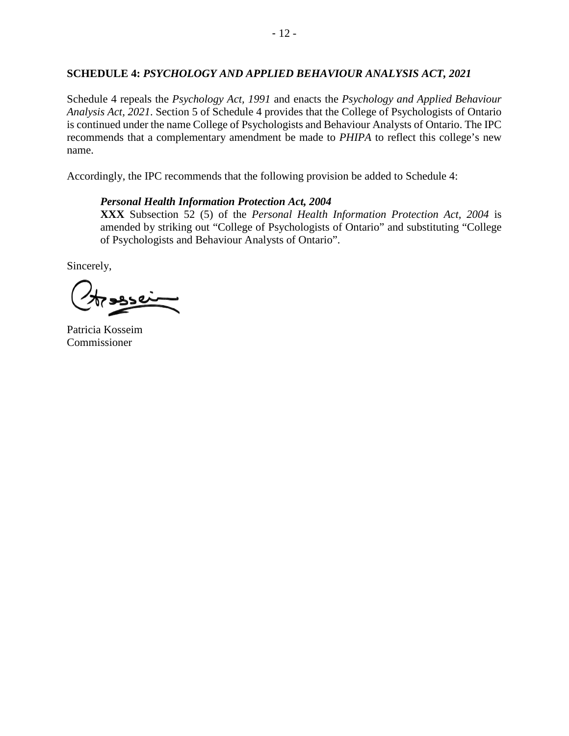## SCHEDULE 4: *PSYCHOLOGY AND APPLIED BEHAVIOUR ANALYSIS ACT, 2021*

Schedule 4 repeals the *Psychology Act, 1991* and enacts the *Psychology and Applied Behaviour Analysis Act, 2021*. Section 5 of Schedule 4 provides that the College of Psychologists of Ontario is continued under the name College of Psychologists and Behaviour Analysts of Ontario. The IPC recommends that a complementary amendment be made to *PHIPA* to reflect this college's new name.

Accordingly, the IPC recommends that the following provision be added to Schedule 4:

> ***Personal Health Information Protection Act, 2004***
> **XXX** Subsection 52 (5) of the *Personal Health Information Protection Act, 2004* is amended by striking out "College of Psychologists of Ontario" and substituting "College of Psychologists and Behaviour Analysts of Ontario".

Sincerely,

Patricia Kosseim
Commissioner